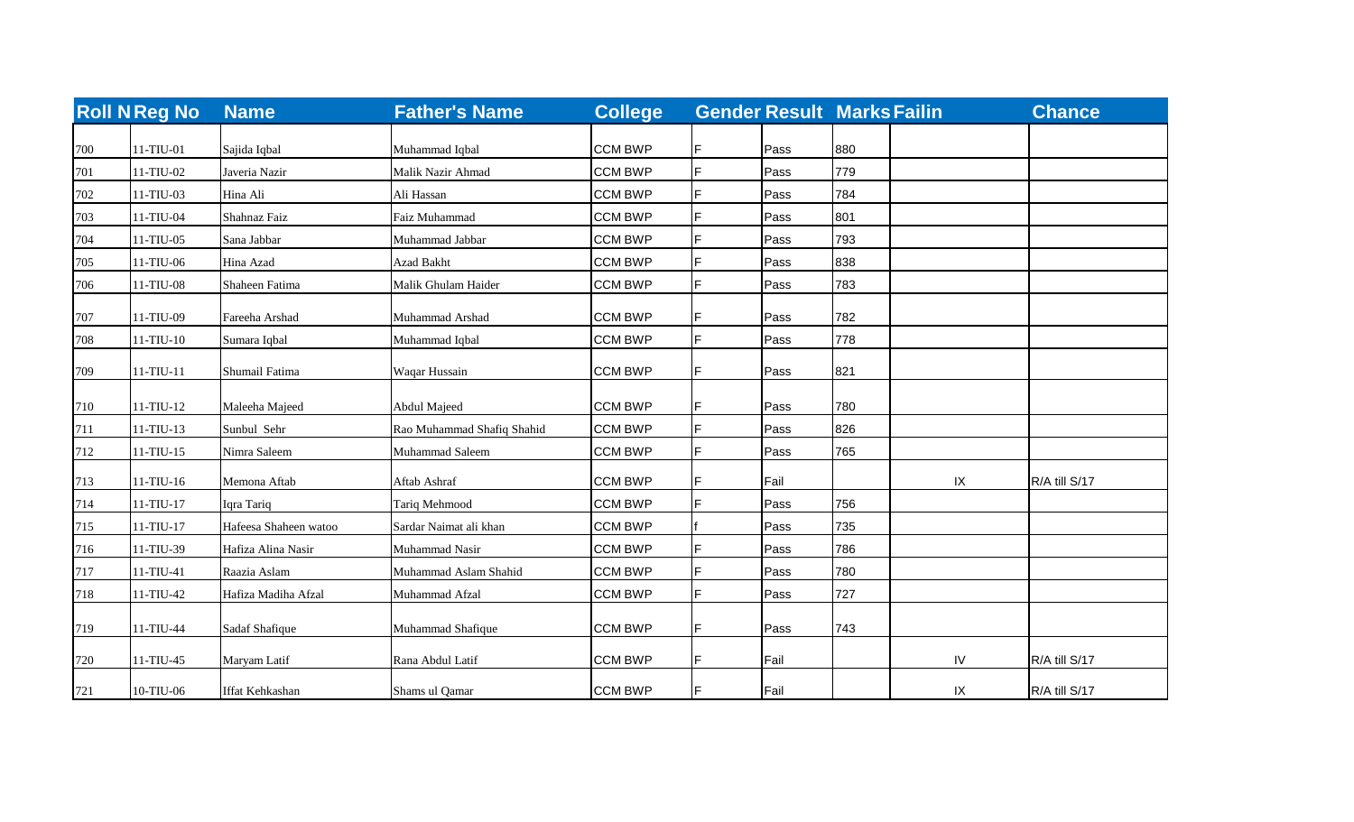| Roll N | Reg No | Name | Father's Name | College | Gender | Result | Marks | Failin | Chance |
|---|---|---|---|---|---|---|---|---|---|
| 700 | 11-TIU-01 | Sajida Iqbal | Muhammad Iqbal | CCM BWP | F | Pass | 880 | | |
| 701 | 11-TIU-02 | Javeria Nazir | Malik Nazir Ahmad | CCM BWP | F | Pass | 779 | | |
| 702 | 11-TIU-03 | Hina Ali | Ali Hassan | CCM BWP | F | Pass | 784 | | |
| 703 | 11-TIU-04 | Shahnaz Faiz | Faiz Muhammad | CCM BWP | F | Pass | 801 | | |
| 704 | 11-TIU-05 | Sana Jabbar | Muhammad Jabbar | CCM BWP | F | Pass | 793 | | |
| 705 | 11-TIU-06 | Hina Azad | Azad Bakht | CCM BWP | F | Pass | 838 | | |
| 706 | 11-TIU-08 | Shaheen Fatima | Malik Ghulam Haider | CCM BWP | F | Pass | 783 | | |
| 707 | 11-TIU-09 | Fareeha Arshad | Muhammad Arshad | CCM BWP | F | Pass | 782 | | |
| 708 | 11-TIU-10 | Sumara Iqbal | Muhammad Iqbal | CCM BWP | F | Pass | 778 | | |
| 709 | 11-TIU-11 | Shumail Fatima | Waqar Hussain | CCM BWP | F | Pass | 821 | | |
| 710 | 11-TIU-12 | Maleeha Majeed | Abdul Majeed | CCM BWP | F | Pass | 780 | | |
| 711 | 11-TIU-13 | Sunbul Sehr | Rao Muhammad Shafiq Shahid | CCM BWP | F | Pass | 826 | | |
| 712 | 11-TIU-15 | Nimra Saleem | Muhammad Saleem | CCM BWP | F | Pass | 765 | | |
| 713 | 11-TIU-16 | Memona Aftab | Aftab Ashraf | CCM BWP | F | Fail | | IX | R/A till S/17 |
| 714 | 11-TIU-17 | Iqra Tariq | Tariq Mehmood | CCM BWP | F | Pass | 756 | | |
| 715 | 11-TIU-17 | Hafeesa Shaheen watoo | Sardar Naimat ali khan | CCM BWP | f | Pass | 735 | | |
| 716 | 11-TIU-39 | Hafiza Alina Nasir | Muhammad Nasir | CCM BWP | F | Pass | 786 | | |
| 717 | 11-TIU-41 | Raazia Aslam | Muhammad Aslam Shahid | CCM BWP | F | Pass | 780 | | |
| 718 | 11-TIU-42 | Hafiza Madiha Afzal | Muhammad Afzal | CCM BWP | F | Pass | 727 | | |
| 719 | 11-TIU-44 | Sadaf Shafique | Muhammad Shafique | CCM BWP | F | Pass | 743 | | |
| 720 | 11-TIU-45 | Maryam Latif | Rana Abdul Latif | CCM BWP | F | Fail | | IV | R/A till S/17 |
| 721 | 10-TIU-06 | Iffat Kehkashan | Shams ul Qamar | CCM BWP | F | Fail | | IX | R/A till S/17 |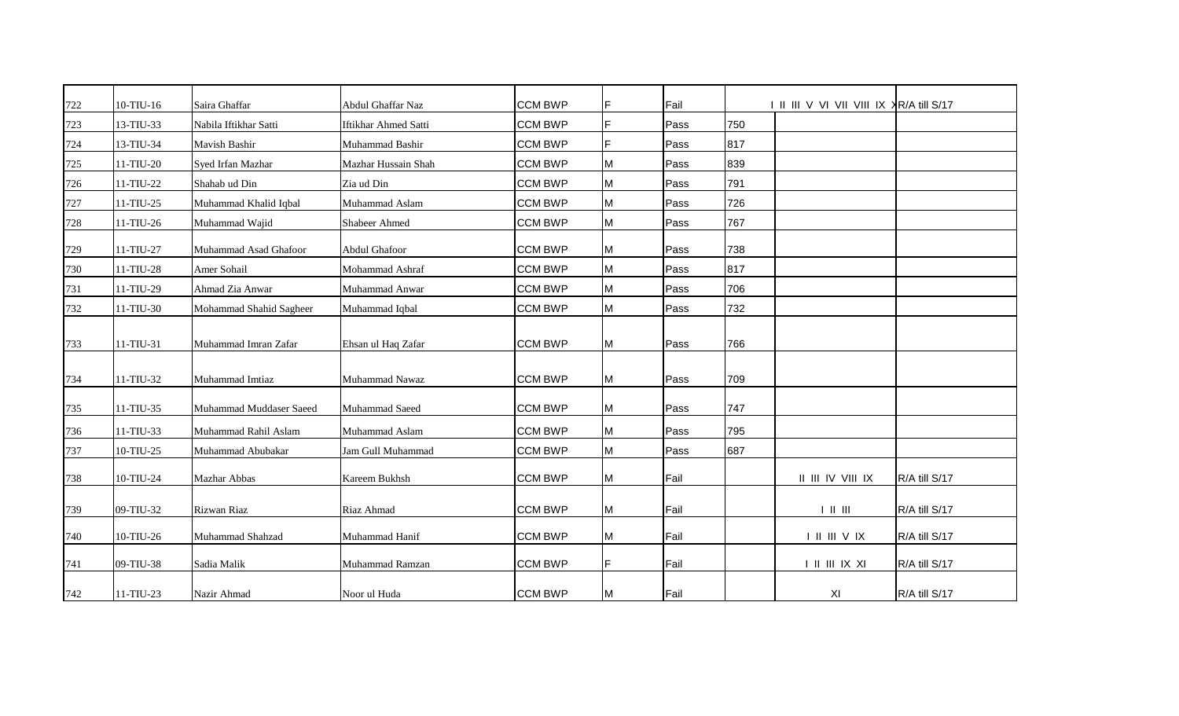| | | | | | | | | | |
|---|---|---|---|---|---|---|---|---|---|
| 722 | 10-TIU-16 | Saira Ghaffar | Abdul Ghaffar Naz | CCM BWP | F | Fail | | I II III V VI VII VIII IX X | R/A till S/17 |
| 723 | 13-TIU-33 | Nabila Iftikhar Satti | Iftikhar Ahmed Satti | CCM BWP | F | Pass | 750 | | |
| 724 | 13-TIU-34 | Mavish Bashir | Muhammad Bashir | CCM BWP | F | Pass | 817 | | |
| 725 | 11-TIU-20 | Syed Irfan Mazhar | Mazhar Hussain Shah | CCM BWP | M | Pass | 839 | | |
| 726 | 11-TIU-22 | Shahab ud Din | Zia ud Din | CCM BWP | M | Pass | 791 | | |
| 727 | 11-TIU-25 | Muhammad Khalid Iqbal | Muhammad Aslam | CCM BWP | M | Pass | 726 | | |
| 728 | 11-TIU-26 | Muhammad Wajid | Shabeer Ahmed | CCM BWP | M | Pass | 767 | | |
| 729 | 11-TIU-27 | Muhammad Asad Ghafoor | Abdul Ghafoor | CCM BWP | M | Pass | 738 | | |
| 730 | 11-TIU-28 | Amer Sohail | Mohammad Ashraf | CCM BWP | M | Pass | 817 | | |
| 731 | 11-TIU-29 | Ahmad Zia Anwar | Muhammad Anwar | CCM BWP | M | Pass | 706 | | |
| 732 | 11-TIU-30 | Mohammad Shahid Sagheer | Muhammad Iqbal | CCM BWP | M | Pass | 732 | | |
| 733 | 11-TIU-31 | Muhammad Imran Zafar | Ehsan ul Haq Zafar | CCM BWP | M | Pass | 766 | | |
| 734 | 11-TIU-32 | Muhammad Imtiaz | Muhammad Nawaz | CCM BWP | M | Pass | 709 | | |
| 735 | 11-TIU-35 | Muhammad Muddaser Saeed | Muhammad Saeed | CCM BWP | M | Pass | 747 | | |
| 736 | 11-TIU-33 | Muhammad Rahil Aslam | Muhammad Aslam | CCM BWP | M | Pass | 795 | | |
| 737 | 10-TIU-25 | Muhammad Abubakar | Jam Gull Muhammad | CCM BWP | M | Pass | 687 | | |
| 738 | 10-TIU-24 | Mazhar Abbas | Kareem Bukhsh | CCM BWP | M | Fail | | II III IV VIII IX | R/A till S/17 |
| 739 | 09-TIU-32 | Rizwan Riaz | Riaz Ahmad | CCM BWP | M | Fail | | I II III | R/A till S/17 |
| 740 | 10-TIU-26 | Muhammad Shahzad | Muhammad Hanif | CCM BWP | M | Fail | | I II III V IX | R/A till S/17 |
| 741 | 09-TIU-38 | Sadia Malik | Muhammad Ramzan | CCM BWP | F | Fail | | I II III IX XI | R/A till S/17 |
| 742 | 11-TIU-23 | Nazir Ahmad | Noor ul Huda | CCM BWP | M | Fail | | XI | R/A till S/17 |